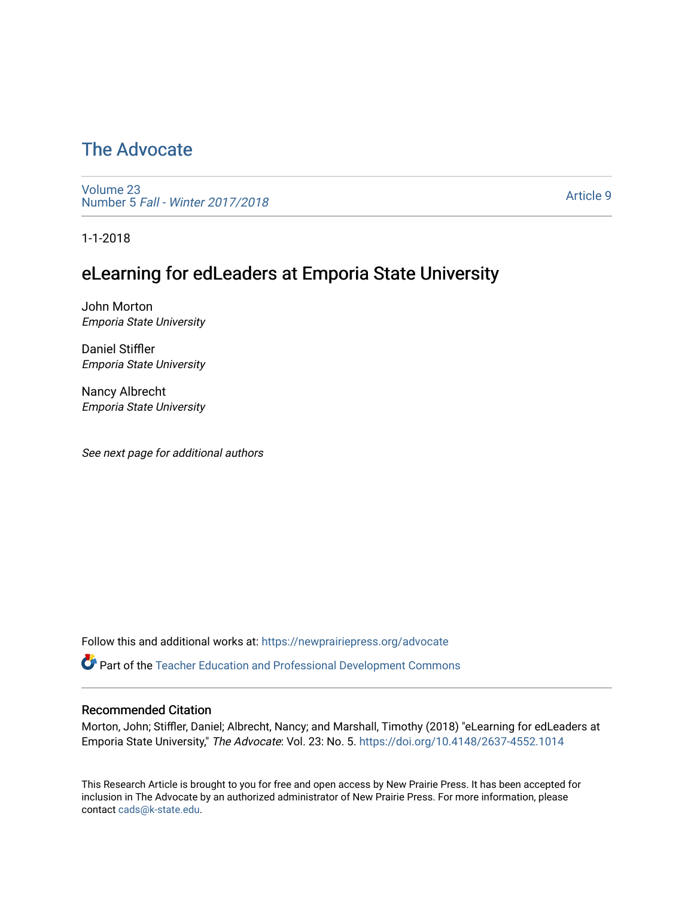# The Advocate

Volume 23
Number 5 *Fall - Winter 2017/2018*

Article 9

1-1-2018

## eLearning for edLeaders at Emporia State University

John Morton
*Emporia State University*

Daniel Stiffler
*Emporia State University*

Nancy Albrecht
*Emporia State University*

*See next page for additional authors*

Follow this and additional works at: https://newprairiepress.org/advocate

Part of the Teacher Education and Professional Development Commons

### Recommended Citation

Morton, John; Stiffler, Daniel; Albrecht, Nancy; and Marshall, Timothy (2018) "eLearning for edLeaders at Emporia State University," *The Advocate*: Vol. 23: No. 5. https://doi.org/10.4148/2637-4552.1014

This Research Article is brought to you for free and open access by New Prairie Press. It has been accepted for inclusion in The Advocate by an authorized administrator of New Prairie Press. For more information, please contact cads@k-state.edu.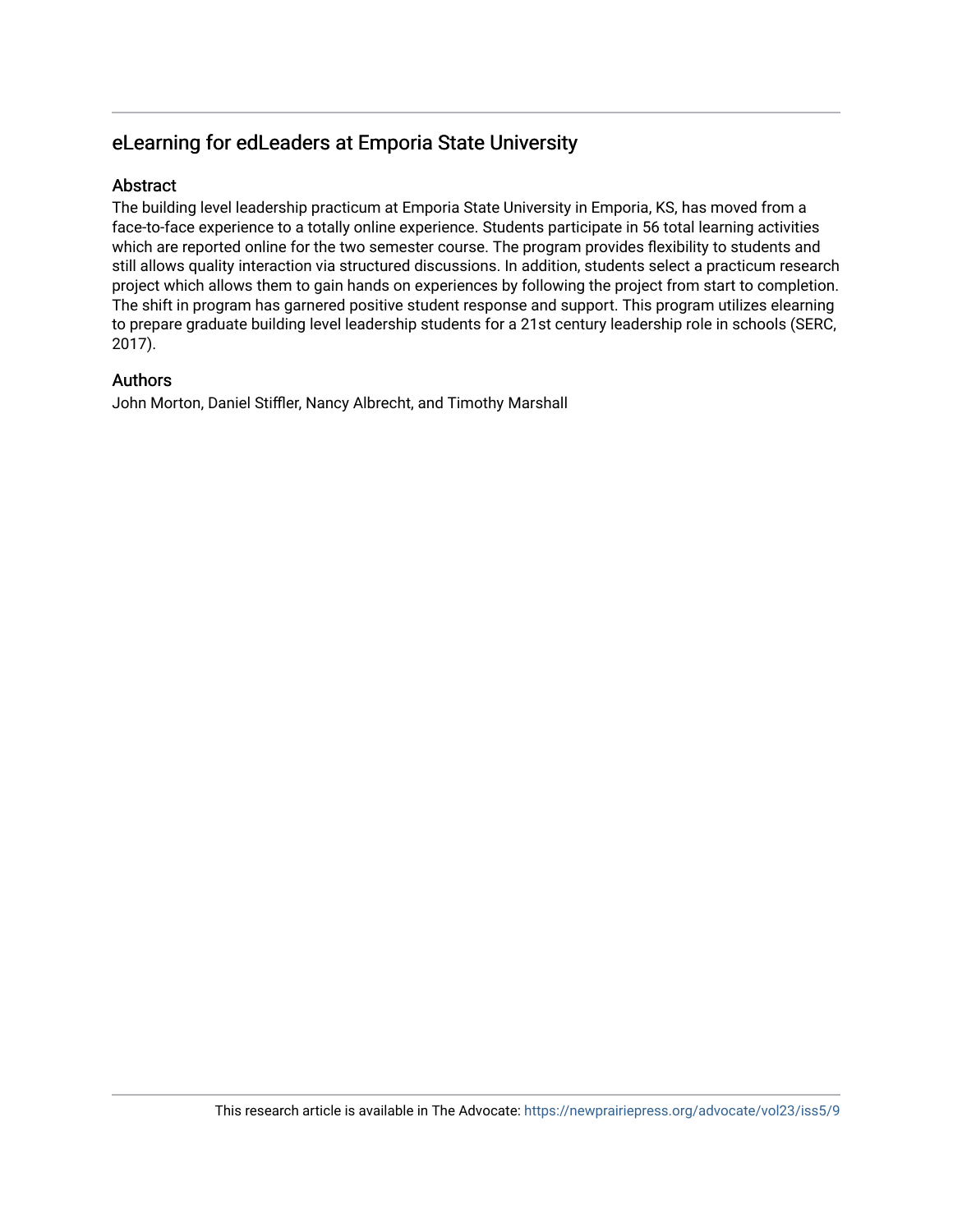## eLearning for edLeaders at Emporia State University

### Abstract

The building level leadership practicum at Emporia State University in Emporia, KS, has moved from a face-to-face experience to a totally online experience. Students participate in 56 total learning activities which are reported online for the two semester course. The program provides flexibility to students and still allows quality interaction via structured discussions. In addition, students select a practicum research project which allows them to gain hands on experiences by following the project from start to completion. The shift in program has garnered positive student response and support. This program utilizes elearning to prepare graduate building level leadership students for a 21st century leadership role in schools (SERC, 2017).

### Authors

John Morton, Daniel Stiffler, Nancy Albrecht, and Timothy Marshall

This research article is available in The Advocate: https://newprairiepress.org/advocate/vol23/iss5/9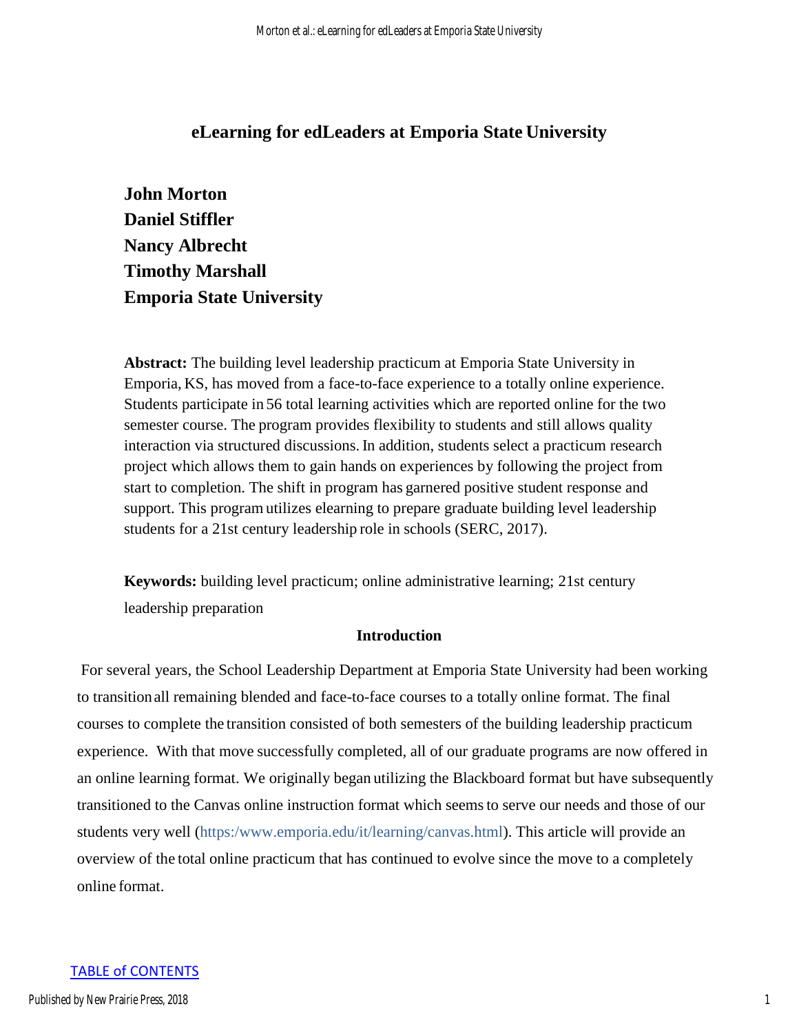# eLearning for edLeaders at Emporia State University

**John Morton**
**Daniel Stiffler**
**Nancy Albrecht**
**Timothy Marshall**
**Emporia State University**

**Abstract:** The building level leadership practicum at Emporia State University in Emporia, KS, has moved from a face-to-face experience to a totally online experience. Students participate in 56 total learning activities which are reported online for the two semester course. The program provides flexibility to students and still allows quality interaction via structured discussions. In addition, students select a practicum research project which allows them to gain hands on experiences by following the project from start to completion. The shift in program has garnered positive student response and support. This program utilizes elearning to prepare graduate building level leadership students for a 21st century leadership role in schools (SERC, 2017).

**Keywords:** building level practicum; online administrative learning; 21st century leadership preparation

## Introduction

For several years, the School Leadership Department at Emporia State University had been working to transition all remaining blended and face-to-face courses to a totally online format. The final courses to complete the transition consisted of both semesters of the building leadership practicum experience. With that move successfully completed, all of our graduate programs are now offered in an online learning format. We originally began utilizing the Blackboard format but have subsequently transitioned to the Canvas online instruction format which seems to serve our needs and those of our students very well (https:/www.emporia.edu/it/learning/canvas.html). This article will provide an overview of the total online practicum that has continued to evolve since the move to a completely online format.

TABLE of CONTENTS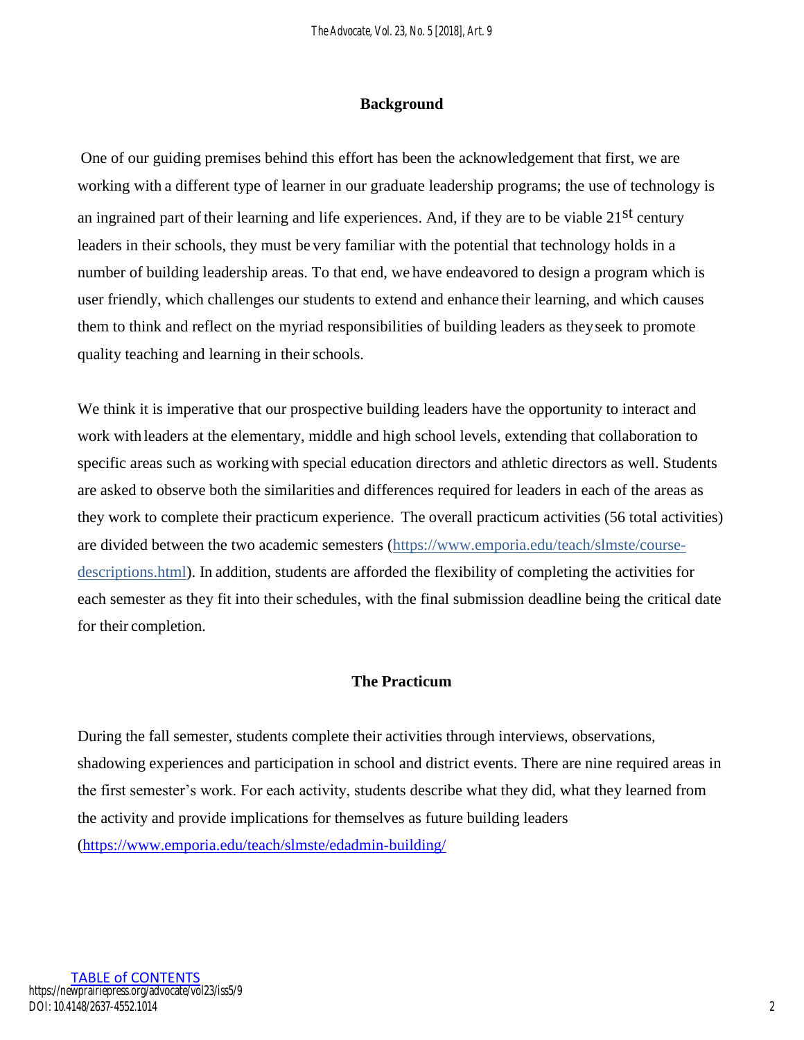## Background

One of our guiding premises behind this effort has been the acknowledgement that first, we are working with a different type of learner in our graduate leadership programs; the use of technology is an ingrained part of their learning and life experiences. And, if they are to be viable 21st century leaders in their schools, they must be very familiar with the potential that technology holds in a number of building leadership areas. To that end, we have endeavored to design a program which is user friendly, which challenges our students to extend and enhance their learning, and which causes them to think and reflect on the myriad responsibilities of building leaders as they seek to promote quality teaching and learning in their schools.

We think it is imperative that our prospective building leaders have the opportunity to interact and work with leaders at the elementary, middle and high school levels, extending that collaboration to specific areas such as working with special education directors and athletic directors as well. Students are asked to observe both the similarities and differences required for leaders in each of the areas as they work to complete their practicum experience. The overall practicum activities (56 total activities) are divided between the two academic semesters (https://www.emporia.edu/teach/slmste/course-descriptions.html). In addition, students are afforded the flexibility of completing the activities for each semester as they fit into their schedules, with the final submission deadline being the critical date for their completion.

## The Practicum

During the fall semester, students complete their activities through interviews, observations, shadowing experiences and participation in school and district events. There are nine required areas in the first semester's work. For each activity, students describe what they did, what they learned from the activity and provide implications for themselves as future building leaders (https://www.emporia.edu/teach/slmste/edadmin-building/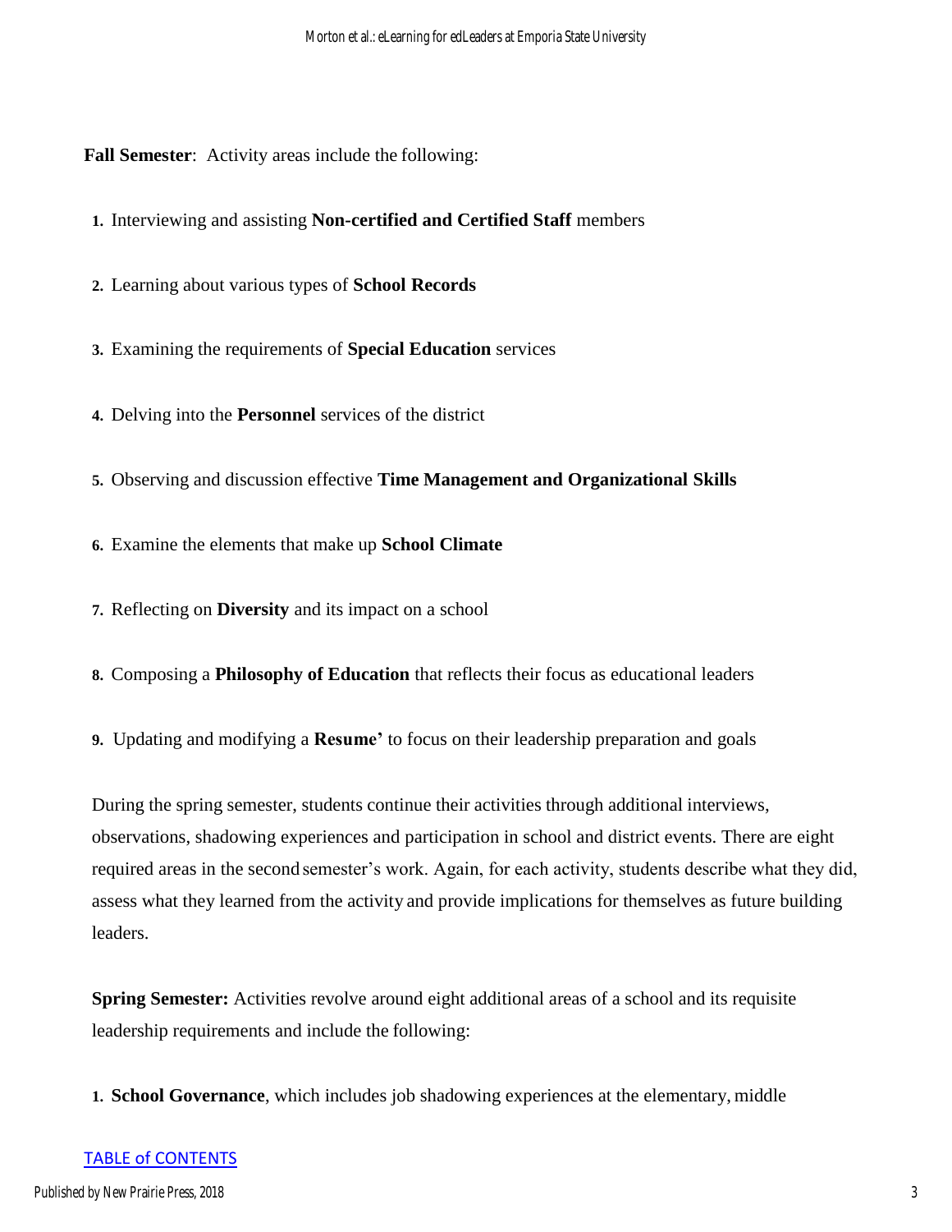**Fall Semester**: Activity areas include the following:

1. Interviewing and assisting **Non-certified and Certified Staff** members
2. Learning about various types of **School Records**
3. Examining the requirements of **Special Education** services
4. Delving into the **Personnel** services of the district
5. Observing and discussion effective **Time Management and Organizational Skills**
6. Examine the elements that make up **School Climate**
7. Reflecting on **Diversity** and its impact on a school
8. Composing a **Philosophy of Education** that reflects their focus as educational leaders
9. Updating and modifying a **Resume'** to focus on their leadership preparation and goals

During the spring semester, students continue their activities through additional interviews, observations, shadowing experiences and participation in school and district events. There are eight required areas in the second semester's work. Again, for each activity, students describe what they did, assess what they learned from the activity and provide implications for themselves as future building leaders.

**Spring Semester:** Activities revolve around eight additional areas of a school and its requisite leadership requirements and include the following:

1. **School Governance**, which includes job shadowing experiences at the elementary, middle

[TABLE of CONTENTS]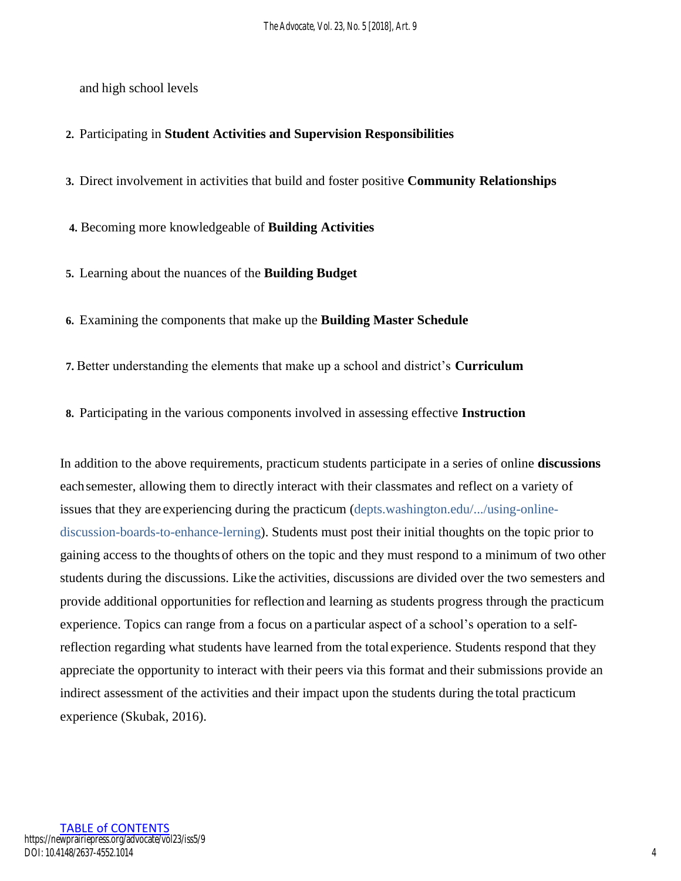and high school levels

2. Participating in **Student Activities and Supervision Responsibilities**

3. Direct involvement in activities that build and foster positive **Community Relationships**

4. Becoming more knowledgeable of **Building Activities**

5. Learning about the nuances of the **Building Budget**

6. Examining the components that make up the **Building Master Schedule**

7. Better understanding the elements that make up a school and district's **Curriculum**

8. Participating in the various components involved in assessing effective **Instruction**

In addition to the above requirements, practicum students participate in a series of online **discussions** each semester, allowing them to directly interact with their classmates and reflect on a variety of issues that they are experiencing during the practicum (depts.washington.edu/.../using-online-discussion-boards-to-enhance-lerning). Students must post their initial thoughts on the topic prior to gaining access to the thoughts of others on the topic and they must respond to a minimum of two other students during the discussions. Like the activities, discussions are divided over the two semesters and provide additional opportunities for reflection and learning as students progress through the practicum experience. Topics can range from a focus on a particular aspect of a school's operation to a self-reflection regarding what students have learned from the total experience. Students respond that they appreciate the opportunity to interact with their peers via this format and their submissions provide an indirect assessment of the activities and their impact upon the students during the total practicum experience (Skubak, 2016).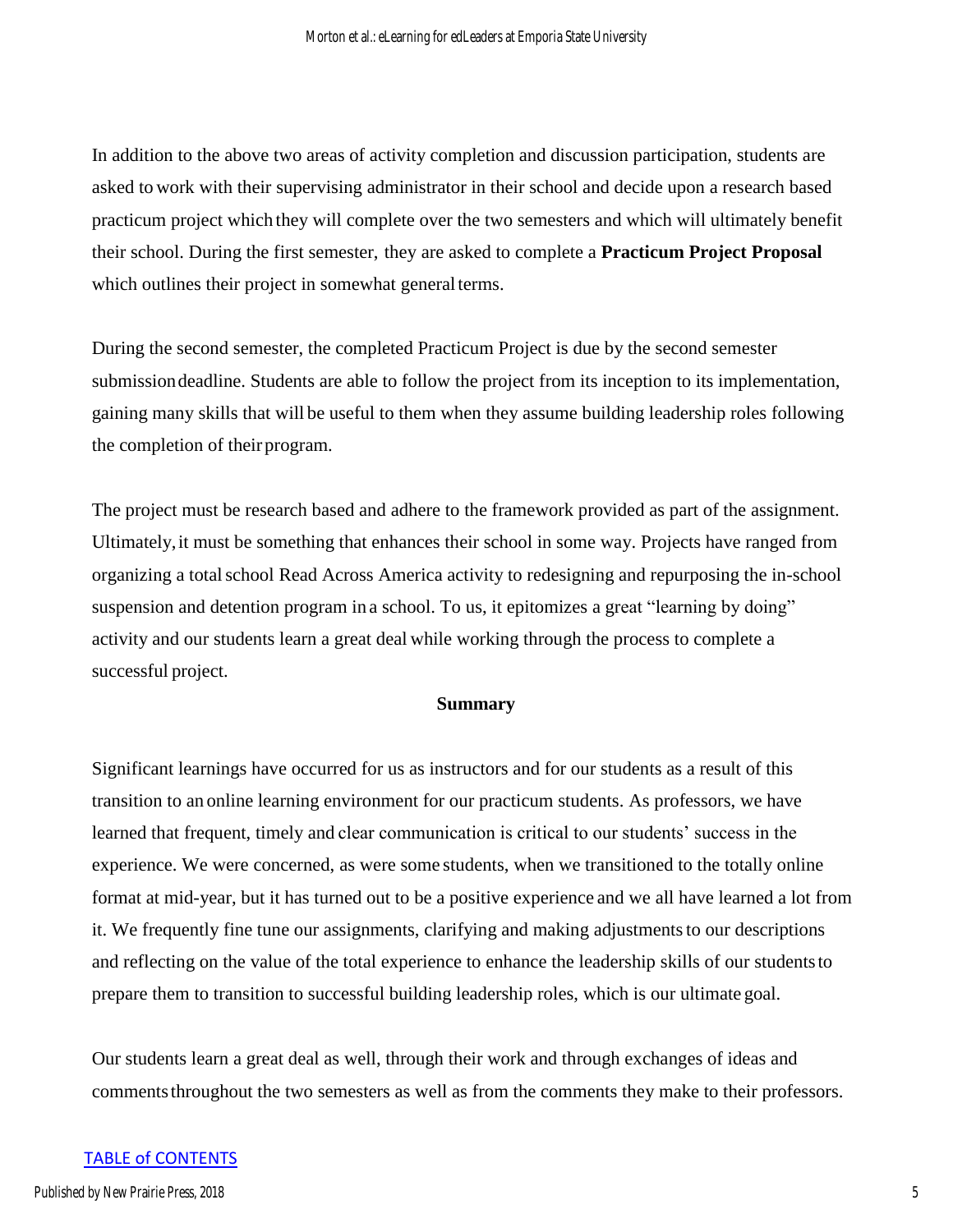In addition to the above two areas of activity completion and discussion participation, students are asked to work with their supervising administrator in their school and decide upon a research based practicum project which they will complete over the two semesters and which will ultimately benefit their school. During the first semester, they are asked to complete a **Practicum Project Proposal** which outlines their project in somewhat general terms.

During the second semester, the completed Practicum Project is due by the second semester submission deadline. Students are able to follow the project from its inception to its implementation, gaining many skills that will be useful to them when they assume building leadership roles following the completion of their program.

The project must be research based and adhere to the framework provided as part of the assignment. Ultimately, it must be something that enhances their school in some way. Projects have ranged from organizing a total school Read Across America activity to redesigning and repurposing the in-school suspension and detention program in a school. To us, it epitomizes a great "learning by doing" activity and our students learn a great deal while working through the process to complete a successful project.

## Summary

Significant learnings have occurred for us as instructors and for our students as a result of this transition to an online learning environment for our practicum students. As professors, we have learned that frequent, timely and clear communication is critical to our students' success in the experience. We were concerned, as were some students, when we transitioned to the totally online format at mid-year, but it has turned out to be a positive experience and we all have learned a lot from it. We frequently fine tune our assignments, clarifying and making adjustments to our descriptions and reflecting on the value of the total experience to enhance the leadership skills of our students to prepare them to transition to successful building leadership roles, which is our ultimate goal.

Our students learn a great deal as well, through their work and through exchanges of ideas and comments throughout the two semesters as well as from the comments they make to their professors.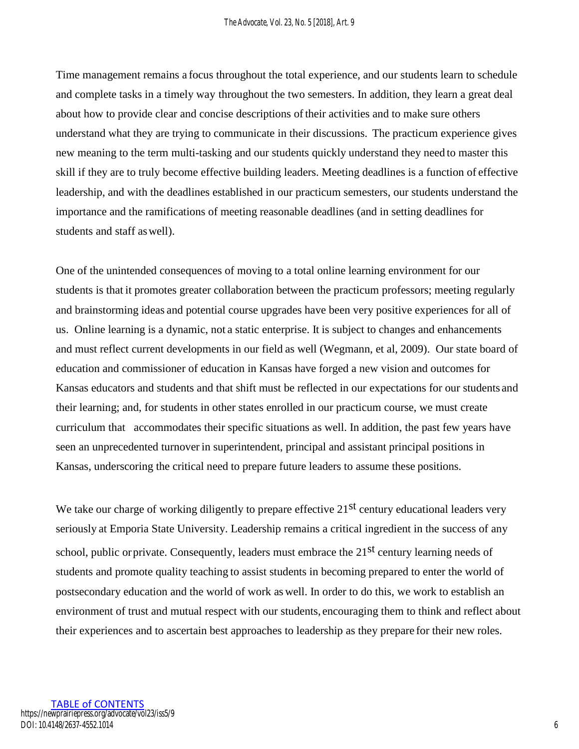Time management remains a focus throughout the total experience, and our students learn to schedule and complete tasks in a timely way throughout the two semesters. In addition, they learn a great deal about how to provide clear and concise descriptions of their activities and to make sure others understand what they are trying to communicate in their discussions. The practicum experience gives new meaning to the term multi-tasking and our students quickly understand they need to master this skill if they are to truly become effective building leaders. Meeting deadlines is a function of effective leadership, and with the deadlines established in our practicum semesters, our students understand the importance and the ramifications of meeting reasonable deadlines (and in setting deadlines for students and staff as well).

One of the unintended consequences of moving to a total online learning environment for our students is that it promotes greater collaboration between the practicum professors; meeting regularly and brainstorming ideas and potential course upgrades have been very positive experiences for all of us. Online learning is a dynamic, not a static enterprise. It is subject to changes and enhancements and must reflect current developments in our field as well (Wegmann, et al, 2009). Our state board of education and commissioner of education in Kansas have forged a new vision and outcomes for Kansas educators and students and that shift must be reflected in our expectations for our students and their learning; and, for students in other states enrolled in our practicum course, we must create curriculum that accommodates their specific situations as well. In addition, the past few years have seen an unprecedented turnover in superintendent, principal and assistant principal positions in Kansas, underscoring the critical need to prepare future leaders to assume these positions.

We take our charge of working diligently to prepare effective 21st century educational leaders very seriously at Emporia State University. Leadership remains a critical ingredient in the success of any school, public or private. Consequently, leaders must embrace the 21st century learning needs of students and promote quality teaching to assist students in becoming prepared to enter the world of postsecondary education and the world of work as well. In order to do this, we work to establish an environment of trust and mutual respect with our students, encouraging them to think and reflect about their experiences and to ascertain best approaches to leadership as they prepare for their new roles.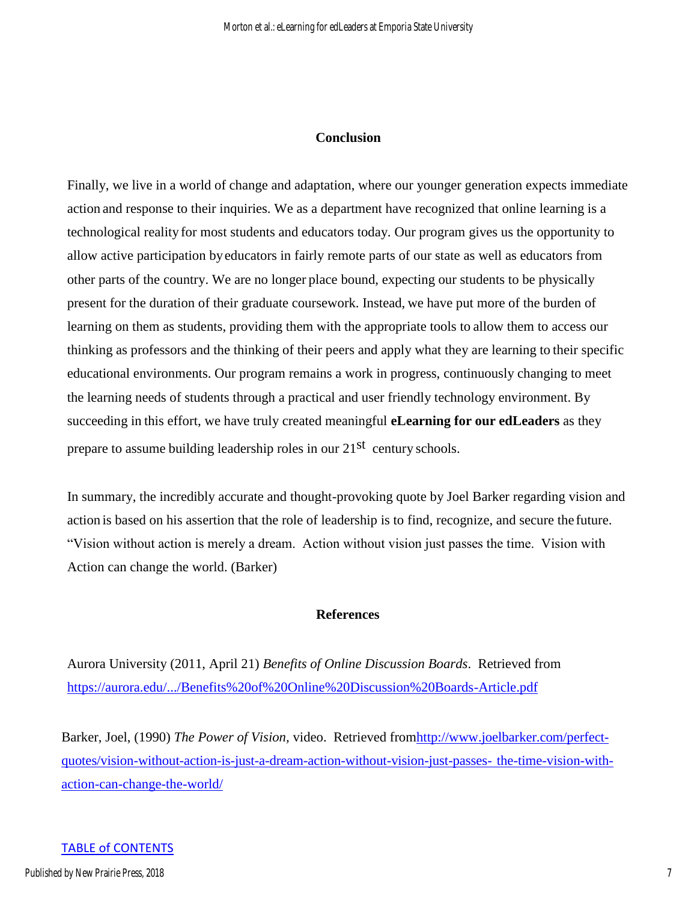## Conclusion

Finally, we live in a world of change and adaptation, where our younger generation expects immediate action and response to their inquiries. We as a department have recognized that online learning is a technological reality for most students and educators today. Our program gives us the opportunity to allow active participation by educators in fairly remote parts of our state as well as educators from other parts of the country. We are no longer place bound, expecting our students to be physically present for the duration of their graduate coursework. Instead, we have put more of the burden of learning on them as students, providing them with the appropriate tools to allow them to access our thinking as professors and the thinking of their peers and apply what they are learning to their specific educational environments. Our program remains a work in progress, continuously changing to meet the learning needs of students through a practical and user friendly technology environment. By succeeding in this effort, we have truly created meaningful **eLearning for our edLeaders** as they prepare to assume building leadership roles in our 21st century schools.

In summary, the incredibly accurate and thought-provoking quote by Joel Barker regarding vision and action is based on his assertion that the role of leadership is to find, recognize, and secure the future. "Vision without action is merely a dream. Action without vision just passes the time. Vision with Action can change the world. (Barker)

## References

Aurora University (2011, April 21) *Benefits of Online Discussion Boards*. Retrieved from https://aurora.edu/.../Benefits%20of%20Online%20Discussion%20Boards-Article.pdf

Barker, Joel, (1990) *The Power of Vision,* video. Retrieved from http://www.joelbarker.com/perfect-quotes/vision-without-action-is-just-a-dream-action-without-vision-just-passes- the-time-vision-with-action-can-change-the-world/

TABLE of CONTENTS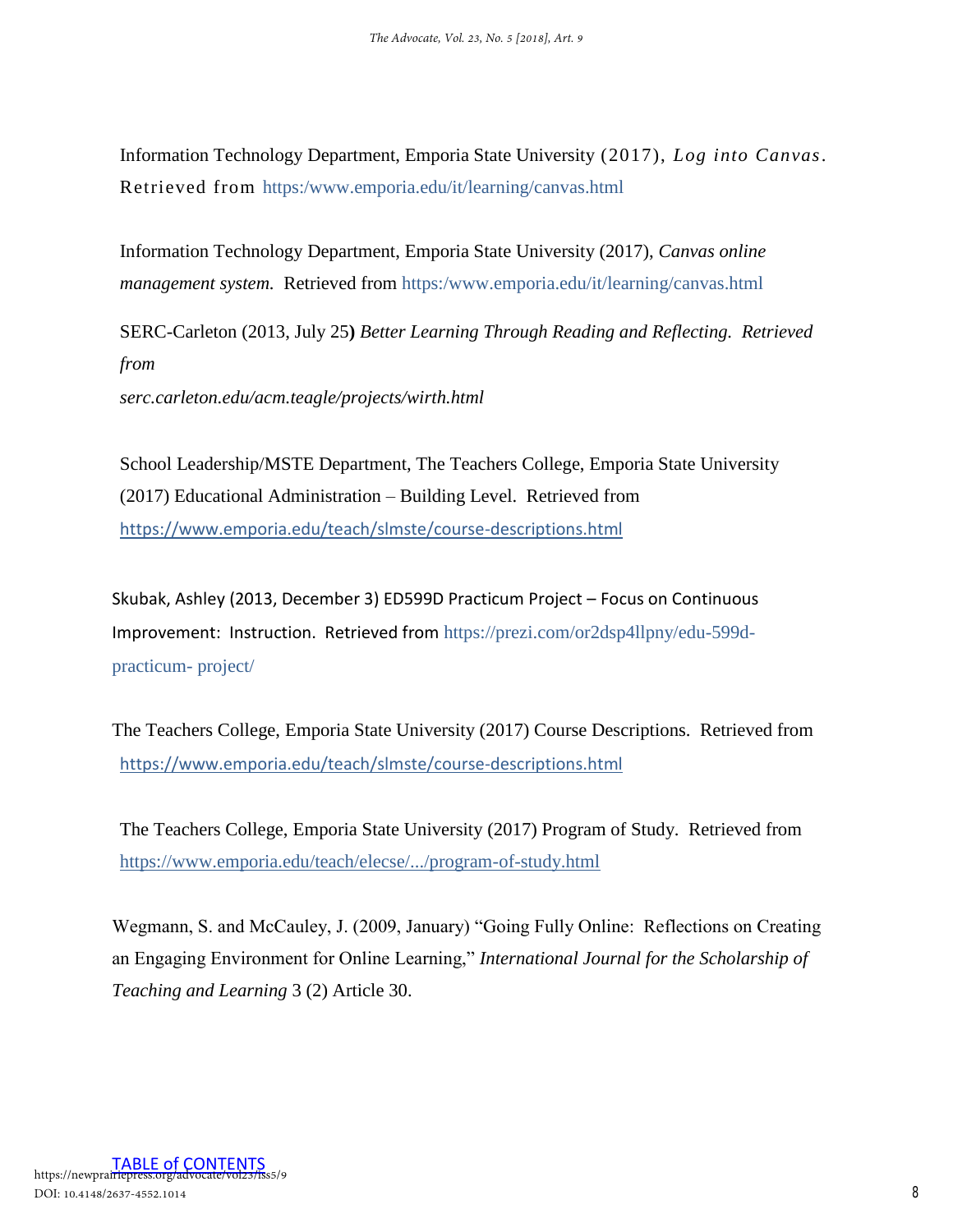Information Technology Department, Emporia State University (2017), *Log into Canvas*. Retrieved from https:/www.emporia.edu/it/learning/canvas.html

Information Technology Department, Emporia State University (2017), *Canvas online management system.* Retrieved from https:/www.emporia.edu/it/learning/canvas.html

SERC-Carleton (2013, July 25**)** *Better Learning Through Reading and Reflecting. Retrieved from serc.carleton.edu/acm.teagle/projects/wirth.html*

School Leadership/MSTE Department, The Teachers College, Emporia State University (2017) Educational Administration – Building Level. Retrieved from https://www.emporia.edu/teach/slmste/course-descriptions.html

Skubak, Ashley (2013, December 3) ED599D Practicum Project – Focus on Continuous Improvement: Instruction. Retrieved from https://prezi.com/or2dsp4llpny/edu-599d-practicum- project/

The Teachers College, Emporia State University (2017) Course Descriptions. Retrieved from https://www.emporia.edu/teach/slmste/course-descriptions.html

The Teachers College, Emporia State University (2017) Program of Study. Retrieved from https://www.emporia.edu/teach/elecse/.../program-of-study.html

Wegmann, S. and McCauley, J. (2009, January) "Going Fully Online: Reflections on Creating an Engaging Environment for Online Learning," *International Journal for the Scholarship of Teaching and Learning* 3 (2) Article 30.

TABLE of CONTENTS